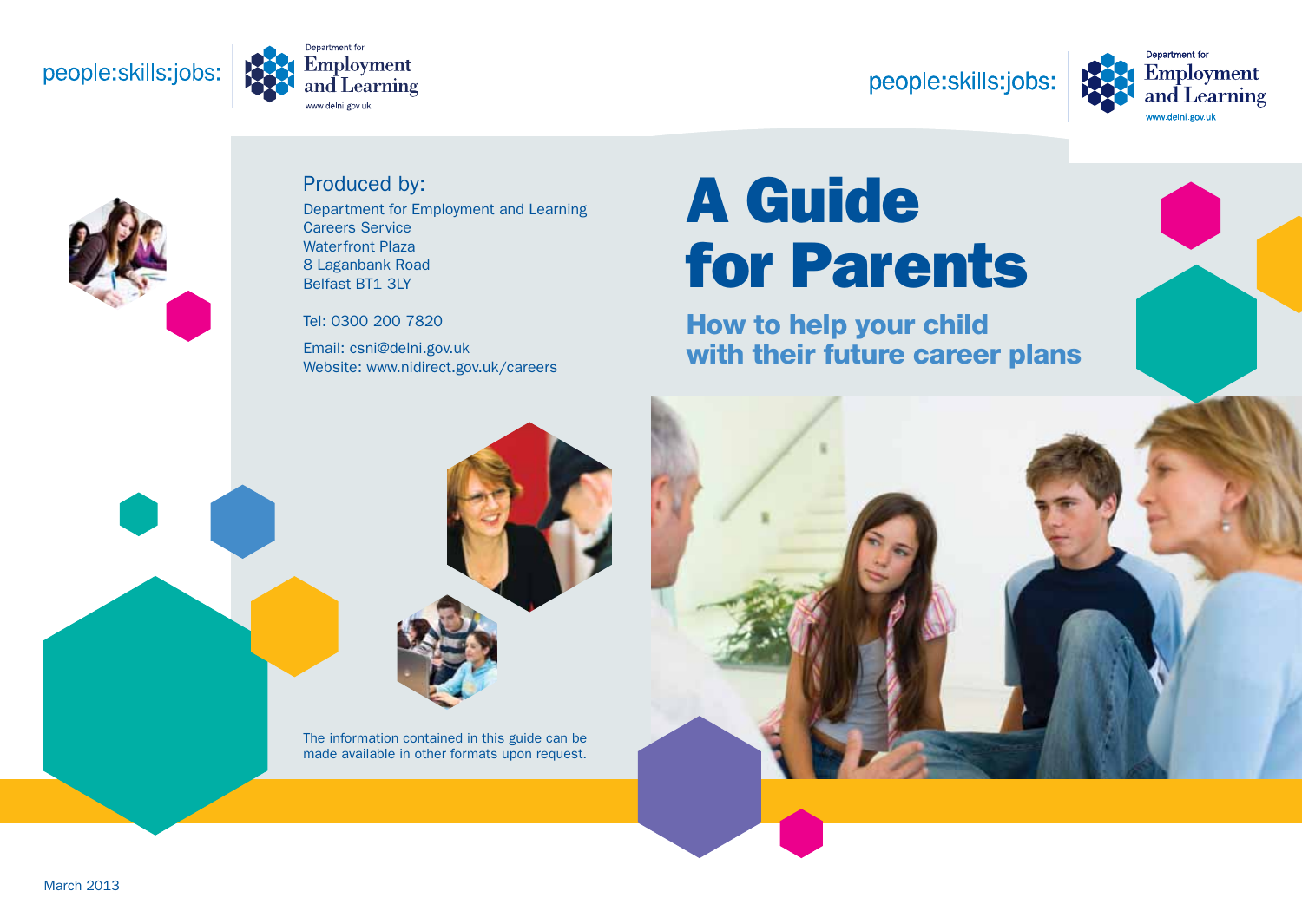people:skills:jobs:

Department for Employment and Learning
www.delni.gov.uk

Produced by:

Department for Employment and Learning
Careers Service
Waterfront Plaza
8 Laganbank Road
Belfast BT1 3LY

Tel: 0300 200 7820

Email: csni@delni.gov.uk
Website: www.nidirect.gov.uk/careers

The information contained in this guide can be made available in other formats upon request.

March 2013

people:skills:jobs:

Department for Employment and Learning
www.delni.gov.uk

# A Guide for Parents

## How to help your child with their future career plans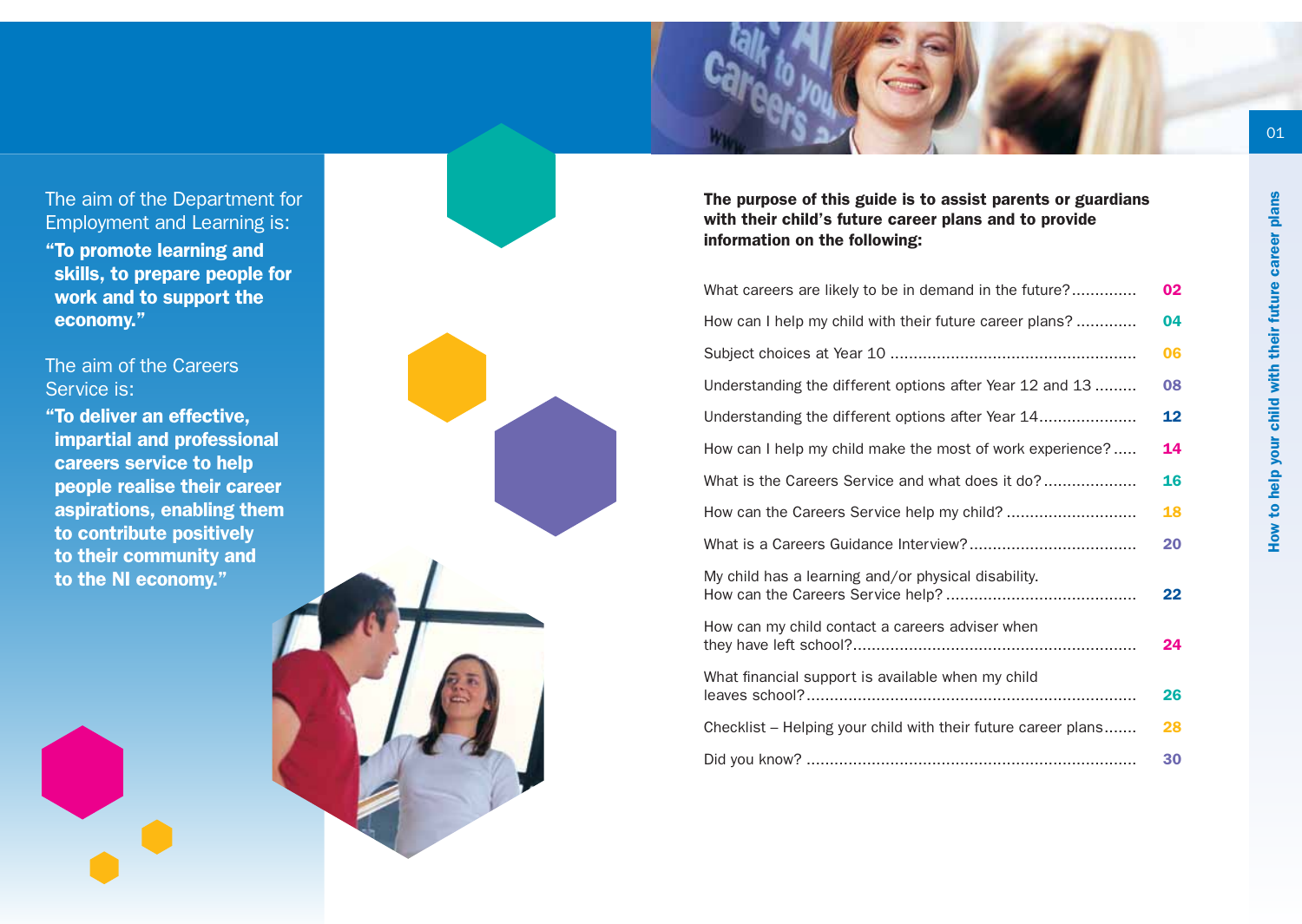The aim of the Department for Employment and Learning is:

**"To promote learning and skills, to prepare people for work and to support the economy."**

The aim of the Careers Service is:

**"To deliver an effective, impartial and professional careers service to help people realise their career aspirations, enabling them to contribute positively to their community and to the NI economy."**

**The purpose of this guide is to assist parents or guardians with their child's future career plans and to provide information on the following:**

| Topic | Page |
|---|---|
| What careers are likely to be in demand in the future? | 02 |
| How can I help my child with their future career plans? | 04 |
| Subject choices at Year 10 | 06 |
| Understanding the different options after Year 12 and 13 | 08 |
| Understanding the different options after Year 14 | 12 |
| How can I help my child make the most of work experience? | 14 |
| What is the Careers Service and what does it do? | 16 |
| How can the Careers Service help my child? | 18 |
| What is a Careers Guidance Interview? | 20 |
| My child has a learning and/or physical disability. How can the Careers Service help? | 22 |
| How can my child contact a careers adviser when they have left school? | 24 |
| What financial support is available when my child leaves school? | 26 |
| Checklist – Helping your child with their future career plans | 28 |
| Did you know? | 30 |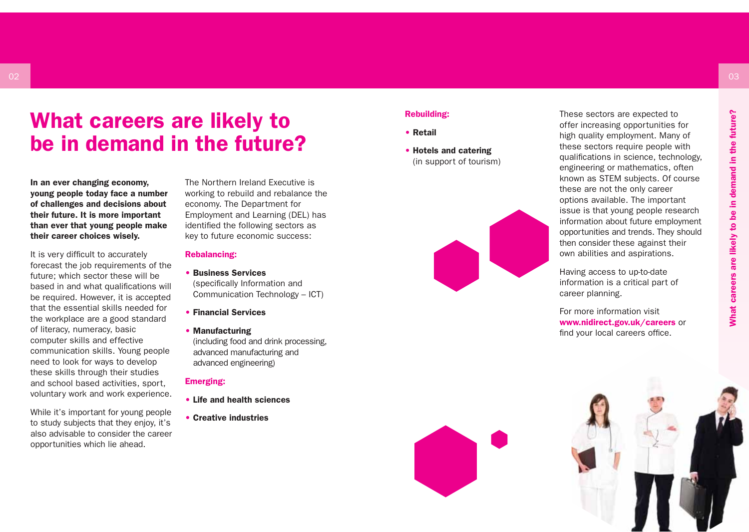# What careers are likely to be in demand in the future?

**In an ever changing economy, young people today face a number of challenges and decisions about their future. It is more important than ever that young people make their career choices wisely.**

It is very difficult to accurately forecast the job requirements of the future; which sector these will be based in and what qualifications will be required. However, it is accepted that the essential skills needed for the workplace are a good standard of literacy, numeracy, basic computer skills and effective communication skills. Young people need to look for ways to develop these skills through their studies and school based activities, sport, voluntary work and work experience.

While it's important for young people to study subjects that they enjoy, it's also advisable to consider the career opportunities which lie ahead.

The Northern Ireland Executive is working to rebuild and rebalance the economy. The Department for Employment and Learning (DEL) has identified the following sectors as key to future economic success:

**Rebalancing:**

- **Business Services** (specifically Information and Communication Technology – ICT)
- **Financial Services**
- **Manufacturing** (including food and drink processing, advanced manufacturing and advanced engineering)

**Emerging:**

- **Life and health sciences**
- **Creative industries**

**Rebuilding:**

- **Retail**
- **Hotels and catering** (in support of tourism)

These sectors are expected to offer increasing opportunities for high quality employment. Many of these sectors require people with qualifications in science, technology, engineering or mathematics, often known as STEM subjects. Of course these are not the only career options available. The important issue is that young people research information about future employment opportunities and trends. They should then consider these against their own abilities and aspirations.

Having access to up-to-date information is a critical part of career planning.

For more information visit **www.nidirect.gov.uk/careers** or find your local careers office.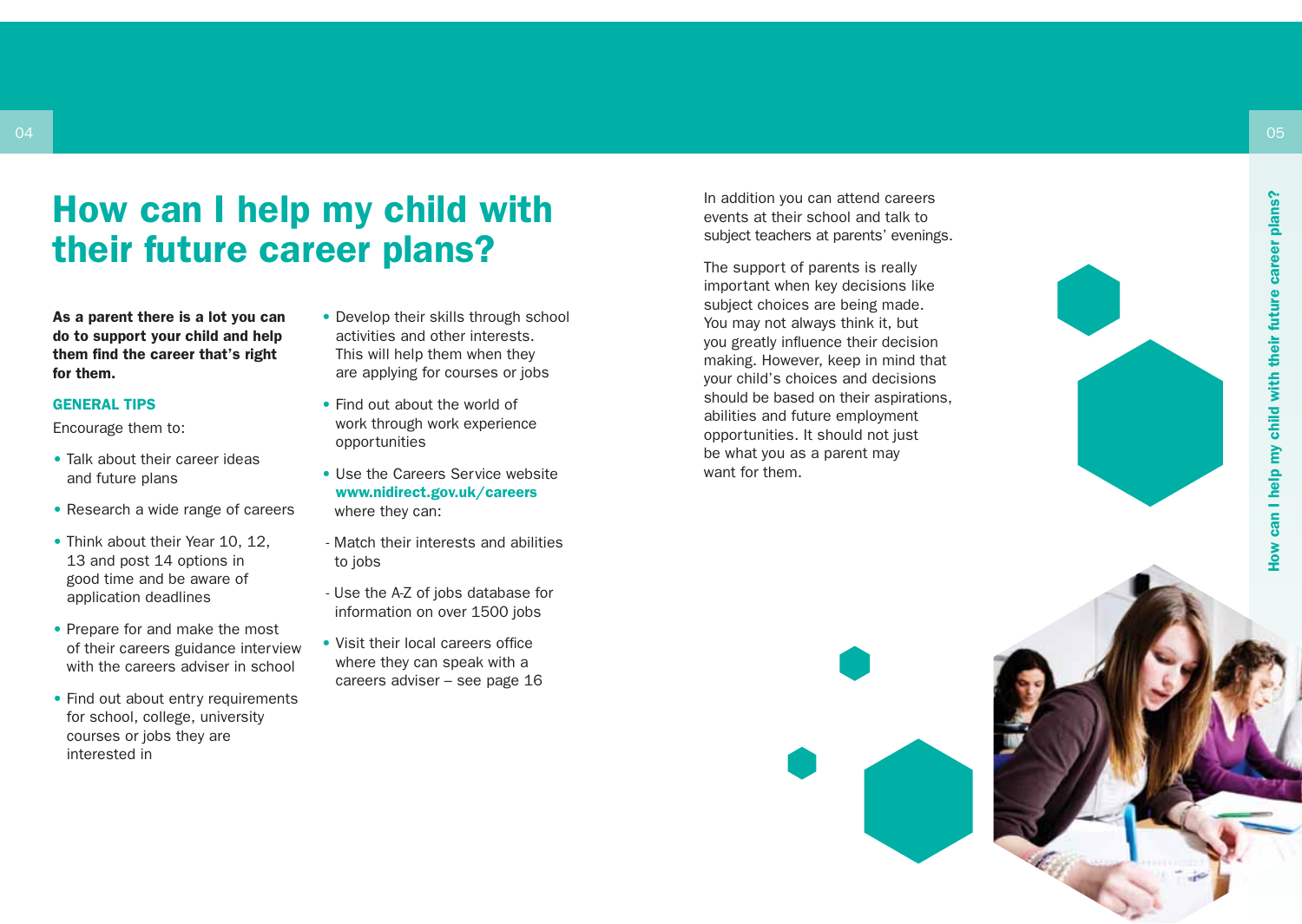# How can I help my child with their future career plans?

**As a parent there is a lot you can do to support your child and help them find the career that's right for them.**

### GENERAL TIPS

Encourage them to:

- Talk about their career ideas and future plans
- Research a wide range of careers
- Think about their Year 10, 12, 13 and post 14 options in good time and be aware of application deadlines
- Prepare for and make the most of their careers guidance interview with the careers adviser in school
- Find out about entry requirements for school, college, university courses or jobs they are interested in
- Develop their skills through school activities and other interests. This will help them when they are applying for courses or jobs
- Find out about the world of work through work experience opportunities
- Use the Careers Service website **www.nidirect.gov.uk/careers** where they can:
  - Match their interests and abilities to jobs
  - Use the A-Z of jobs database for information on over 1500 jobs
- Visit their local careers office where they can speak with a careers adviser – see page 16

In addition you can attend careers events at their school and talk to subject teachers at parents' evenings.

The support of parents is really important when key decisions like subject choices are being made. You may not always think it, but you greatly influence their decision making. However, keep in mind that your child's choices and decisions should be based on their aspirations, abilities and future employment opportunities. It should not just be what you as a parent may want for them.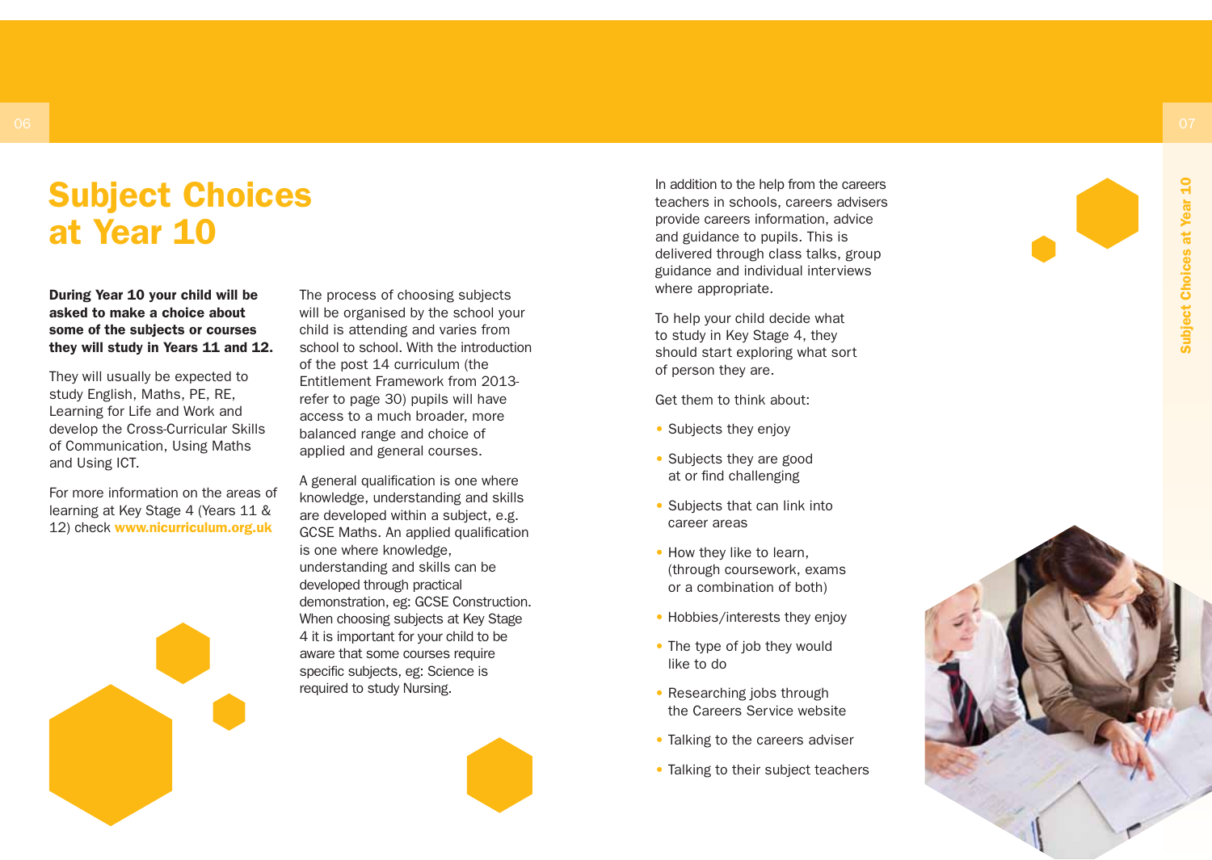# Subject Choices at Year 10

**During Year 10 your child will be asked to make a choice about some of the subjects or courses they will study in Years 11 and 12.**

They will usually be expected to study English, Maths, PE, RE, Learning for Life and Work and develop the Cross-Curricular Skills of Communication, Using Maths and Using ICT.

For more information on the areas of learning at Key Stage 4 (Years 11 & 12) check **www.nicurriculum.org.uk**

The process of choosing subjects will be organised by the school your child is attending and varies from school to school. With the introduction of the post 14 curriculum (the Entitlement Framework from 2013- refer to page 30) pupils will have access to a much broader, more balanced range and choice of applied and general courses.

A general qualification is one where knowledge, understanding and skills are developed within a subject, e.g. GCSE Maths. An applied qualification is one where knowledge, understanding and skills can be developed through practical demonstration, eg: GCSE Construction. When choosing subjects at Key Stage 4 it is important for your child to be aware that some courses require specific subjects, eg: Science is required to study Nursing.

In addition to the help from the careers teachers in schools, careers advisers provide careers information, advice and guidance to pupils. This is delivered through class talks, group guidance and individual interviews where appropriate.

To help your child decide what to study in Key Stage 4, they should start exploring what sort of person they are.

Get them to think about:

- Subjects they enjoy
- Subjects they are good at or find challenging
- Subjects that can link into career areas
- How they like to learn, (through coursework, exams or a combination of both)
- Hobbies/interests they enjoy
- The type of job they would like to do
- Researching jobs through the Careers Service website
- Talking to the careers adviser
- Talking to their subject teachers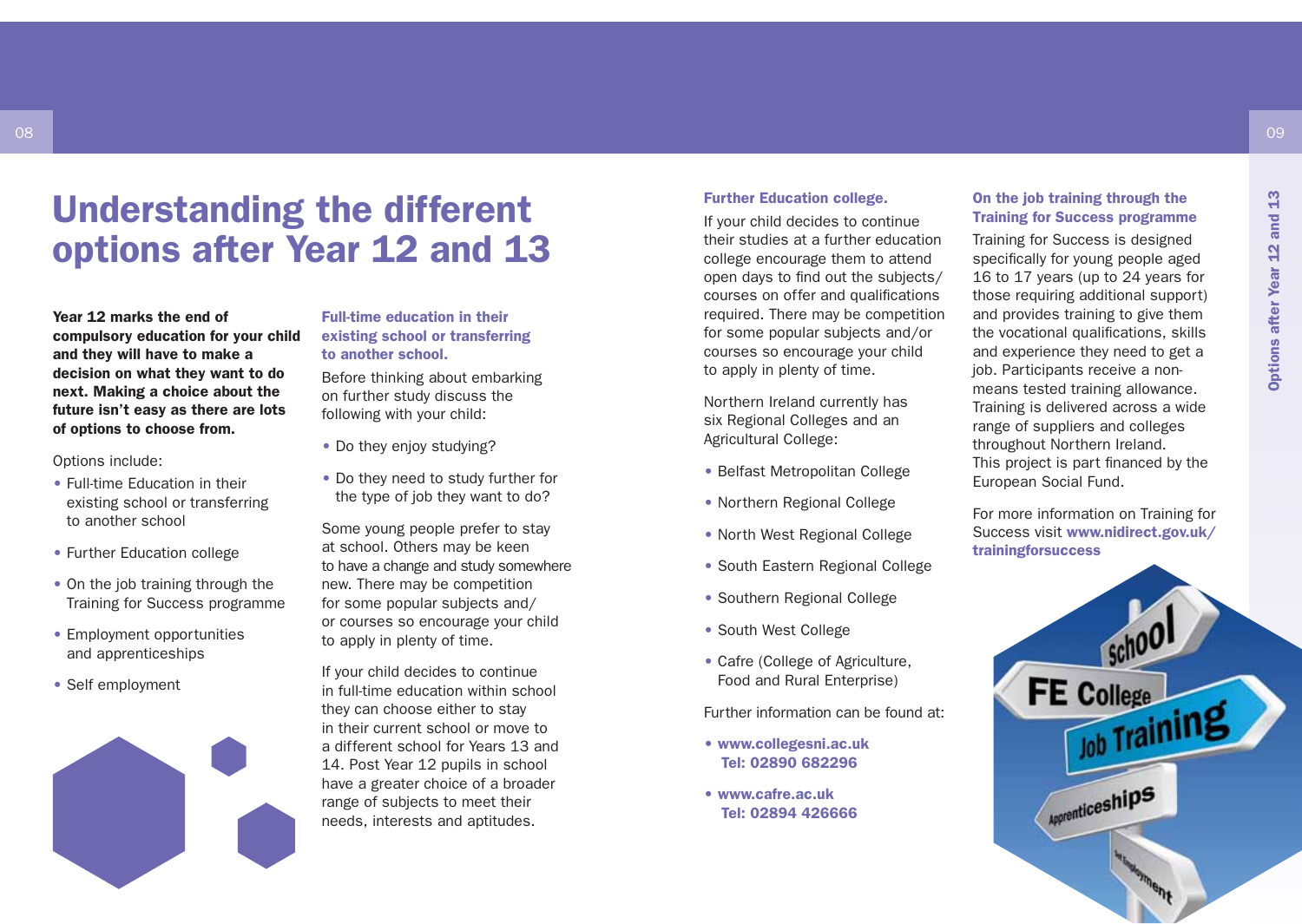# Understanding the different options after Year 12 and 13

**Year 12 marks the end of compulsory education for your child and they will have to make a decision on what they want to do next. Making a choice about the future isn't easy as there are lots of options to choose from.**

Options include:

- Full-time Education in their existing school or transferring to another school
- Further Education college
- On the job training through the Training for Success programme
- Employment opportunities and apprenticeships
- Self employment

### Full-time education in their existing school or transferring to another school.

Before thinking about embarking on further study discuss the following with your child:

- Do they enjoy studying?
- Do they need to study further for the type of job they want to do?

Some young people prefer to stay at school. Others may be keen to have a change and study somewhere new. There may be competition for some popular subjects and/or courses so encourage your child to apply in plenty of time.

If your child decides to continue in full-time education within school they can choose either to stay in their current school or move to a different school for Years 13 and 14. Post Year 12 pupils in school have a greater choice of a broader range of subjects to meet their needs, interests and aptitudes.

### Further Education college.

If your child decides to continue their studies at a further education college encourage them to attend open days to find out the subjects/courses on offer and qualifications required. There may be competition for some popular subjects and/or courses so encourage your child to apply in plenty of time.

Northern Ireland currently has six Regional Colleges and an Agricultural College:

- Belfast Metropolitan College
- Northern Regional College
- North West Regional College
- South Eastern Regional College
- Southern Regional College
- South West College
- Cafre (College of Agriculture, Food and Rural Enterprise)

Further information can be found at:

- **www.collegesni.ac.uk Tel: 02890 682296**
- **www.cafre.ac.uk Tel: 02894 426666**

### On the job training through the Training for Success programme

Training for Success is designed specifically for young people aged 16 to 17 years (up to 24 years for those requiring additional support) and provides training to give them the vocational qualifications, skills and experience they need to get a job. Participants receive a non-means tested training allowance. Training is delivered across a wide range of suppliers and colleges throughout Northern Ireland. This project is part financed by the European Social Fund.

For more information on Training for Success visit **www.nidirect.gov.uk/trainingforsuccess**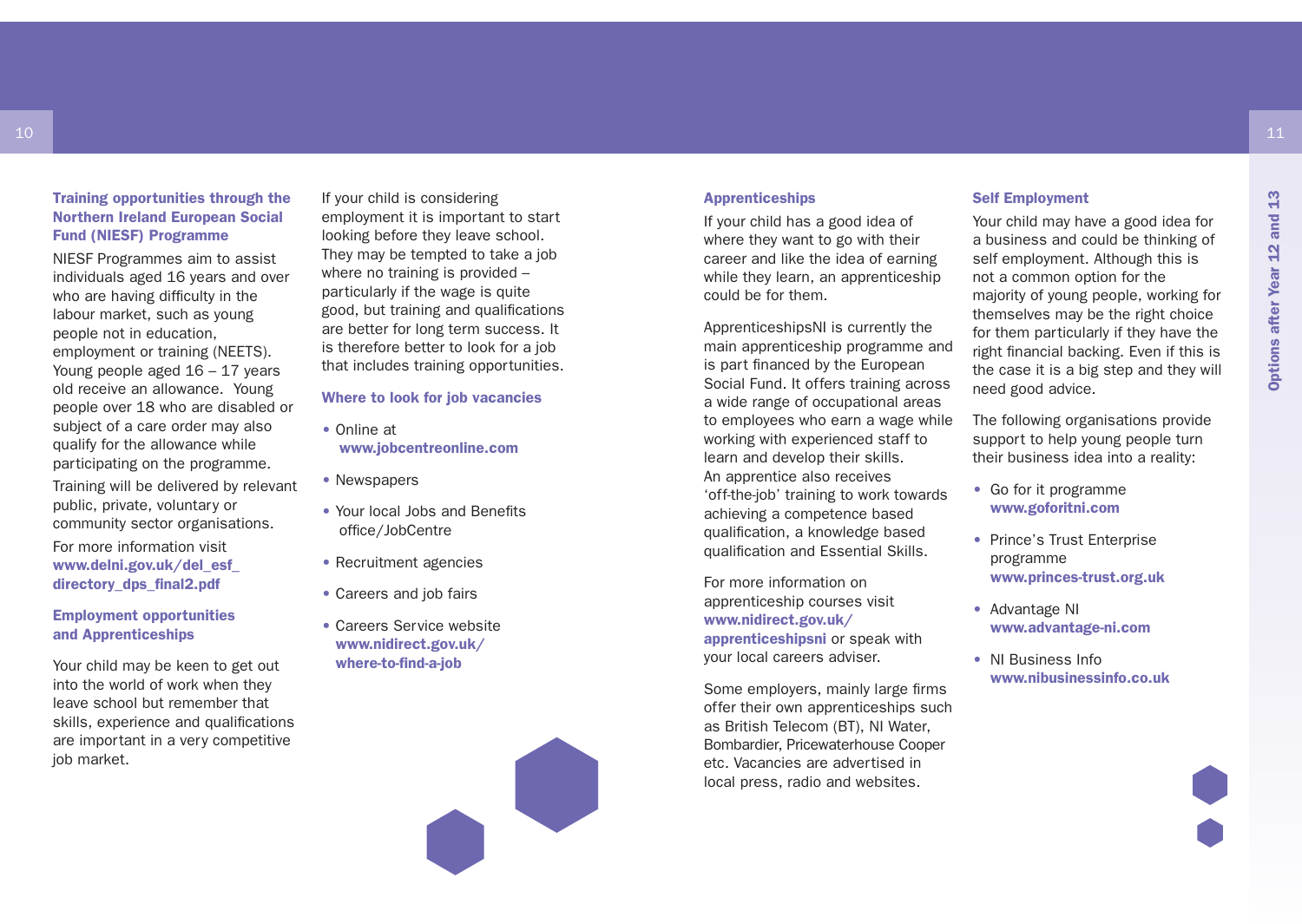### Training opportunities through the Northern Ireland European Social Fund (NIESF) Programme

NIESF Programmes aim to assist individuals aged 16 years and over who are having difficulty in the labour market, such as young people not in education, employment or training (NEETS). Young people aged 16 – 17 years old receive an allowance. Young people over 18 who are disabled or subject of a care order may also qualify for the allowance while participating on the programme.

Training will be delivered by relevant public, private, voluntary or community sector organisations.

For more information visit **www.delni.gov.uk/del_esf_directory_dps_final2.pdf**

### Employment opportunities and Apprenticeships

Your child may be keen to get out into the world of work when they leave school but remember that skills, experience and qualifications are important in a very competitive job market.

If your child is considering employment it is important to start looking before they leave school. They may be tempted to take a job where no training is provided – particularly if the wage is quite good, but training and qualifications are better for long term success. It is therefore better to look for a job that includes training opportunities.

### Where to look for job vacancies

- Online at **www.jobcentreonline.com**
- Newspapers
- Your local Jobs and Benefits office/JobCentre
- Recruitment agencies
- Careers and job fairs
- Careers Service website **www.nidirect.gov.uk/where-to-find-a-job**

### Apprenticeships

If your child has a good idea of where they want to go with their career and like the idea of earning while they learn, an apprenticeship could be for them.

ApprenticeshipsNI is currently the main apprenticeship programme and is part financed by the European Social Fund. It offers training across a wide range of occupational areas to employees who earn a wage while working with experienced staff to learn and develop their skills. An apprentice also receives 'off-the-job' training to work towards achieving a competence based qualification, a knowledge based qualification and Essential Skills.

For more information on apprenticeship courses visit **www.nidirect.gov.uk/apprenticeshipsni** or speak with your local careers adviser.

Some employers, mainly large firms offer their own apprenticeships such as British Telecom (BT), NI Water, Bombardier, Pricewaterhouse Cooper etc. Vacancies are advertised in local press, radio and websites.

### Self Employment

Your child may have a good idea for a business and could be thinking of self employment. Although this is not a common option for the majority of young people, working for themselves may be the right choice for them particularly if they have the right financial backing. Even if this is the case it is a big step and they will need good advice.

The following organisations provide support to help young people turn their business idea into a reality:

- Go for it programme **www.goforitni.com**
- Prince's Trust Enterprise programme **www.princes-trust.org.uk**
- Advantage NI **www.advantage-ni.com**
- NI Business Info **www.nibusinessinfo.co.uk**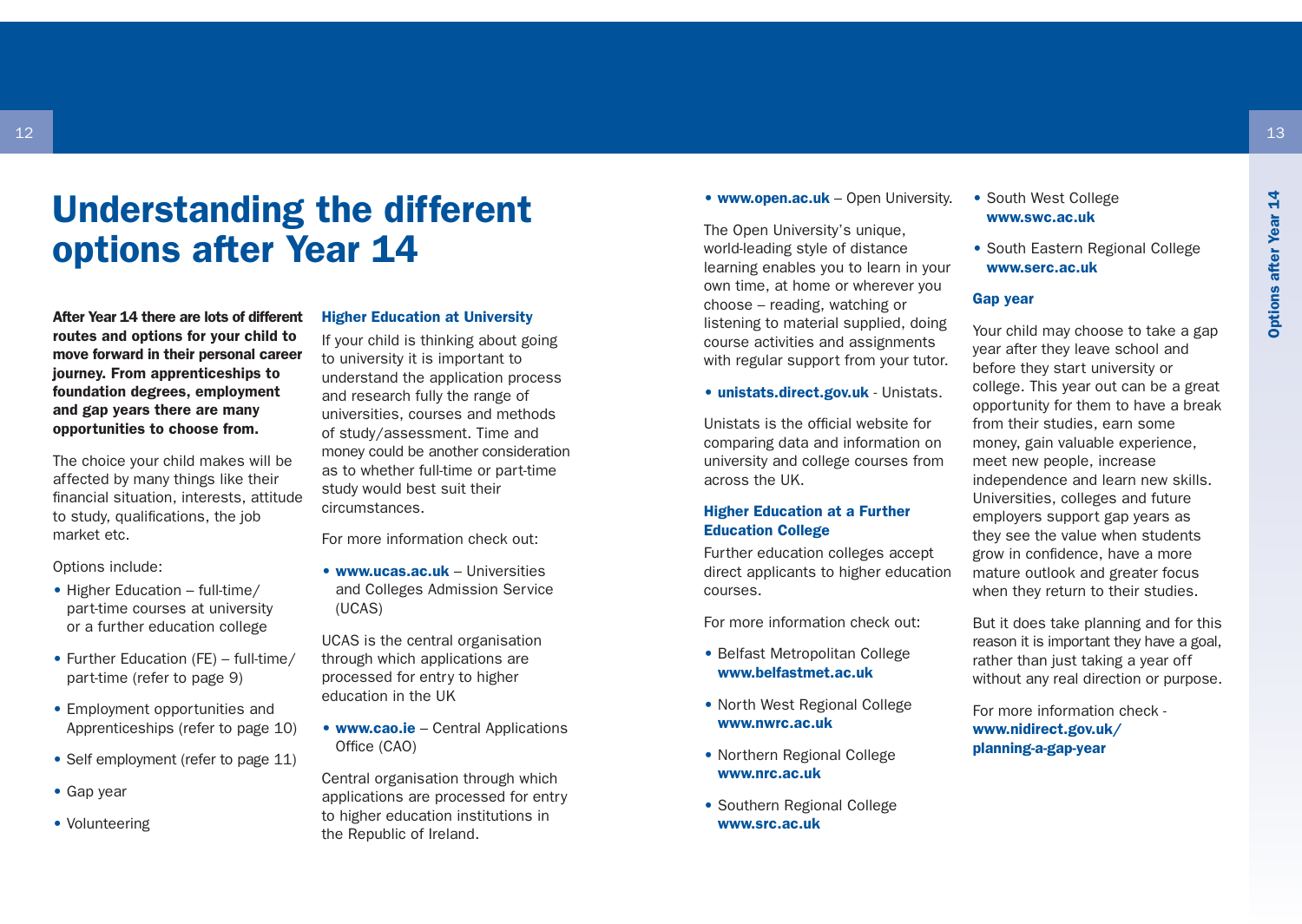# Understanding the different options after Year 14

**After Year 14 there are lots of different routes and options for your child to move forward in their personal career journey. From apprenticeships to foundation degrees, employment and gap years there are many opportunities to choose from.**

The choice your child makes will be affected by many things like their financial situation, interests, attitude to study, qualifications, the job market etc.

Options include:

- Higher Education – full-time/ part-time courses at university or a further education college
- Further Education (FE) – full-time/ part-time (refer to page 9)
- Employment opportunities and Apprenticeships (refer to page 10)
- Self employment (refer to page 11)
- Gap year
- Volunteering

### Higher Education at University

If your child is thinking about going to university it is important to understand the application process and research fully the range of universities, courses and methods of study/assessment. Time and money could be another consideration as to whether full-time or part-time study would best suit their circumstances.

For more information check out:

- **www.ucas.ac.uk** – Universities and Colleges Admission Service (UCAS)

UCAS is the central organisation through which applications are processed for entry to higher education in the UK

- **www.cao.ie** – Central Applications Office (CAO)

Central organisation through which applications are processed for entry to higher education institutions in the Republic of Ireland.

- **www.open.ac.uk** – Open University.

The Open University's unique, world-leading style of distance learning enables you to learn in your own time, at home or wherever you choose – reading, watching or listening to material supplied, doing course activities and assignments with regular support from your tutor.

- **unistats.direct.gov.uk** - Unistats.

Unistats is the official website for comparing data and information on university and college courses from across the UK.

### Higher Education at a Further Education College

Further education colleges accept direct applicants to higher education courses.

For more information check out:

- Belfast Metropolitan College **www.belfastmet.ac.uk**
- North West Regional College **www.nwrc.ac.uk**
- Northern Regional College **www.nrc.ac.uk**
- Southern Regional College **www.src.ac.uk**
- South West College **www.swc.ac.uk**
- South Eastern Regional College **www.serc.ac.uk**

### Gap year

Your child may choose to take a gap year after they leave school and before they start university or college. This year out can be a great opportunity for them to have a break from their studies, earn some money, gain valuable experience, meet new people, increase independence and learn new skills. Universities, colleges and future employers support gap years as they see the value when students grow in confidence, have a more mature outlook and greater focus when they return to their studies.

But it does take planning and for this reason it is important they have a goal, rather than just taking a year off without any real direction or purpose.

For more information check - **www.nidirect.gov.uk/planning-a-gap-year**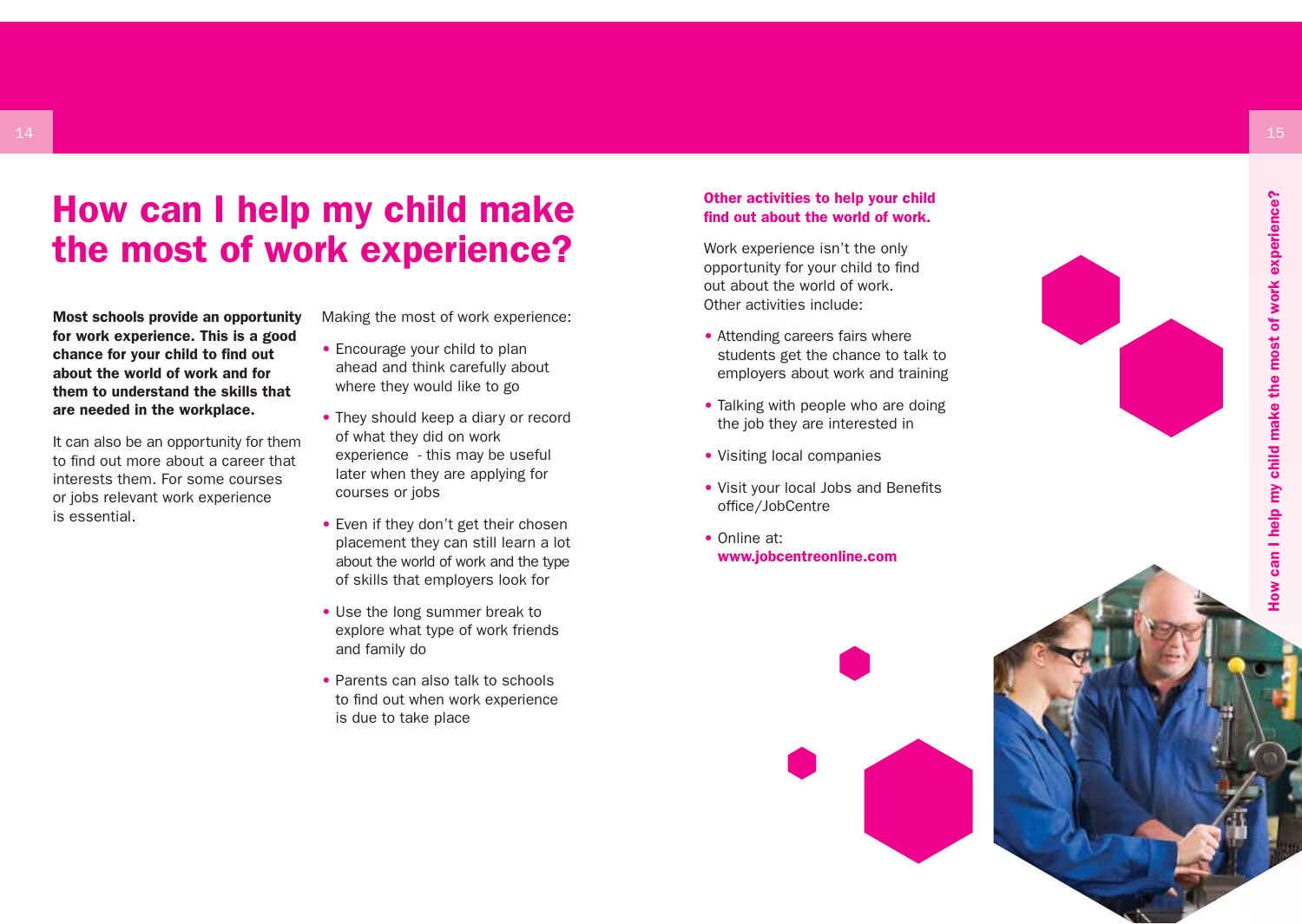# How can I help my child make the most of work experience?

**Most schools provide an opportunity for work experience. This is a good chance for your child to find out about the world of work and for them to understand the skills that are needed in the workplace.**

It can also be an opportunity for them to find out more about a career that interests them. For some courses or jobs relevant work experience is essential.

Making the most of work experience:

- Encourage your child to plan ahead and think carefully about where they would like to go
- They should keep a diary or record of what they did on work experience - this may be useful later when they are applying for courses or jobs
- Even if they don't get their chosen placement they can still learn a lot about the world of work and the type of skills that employers look for
- Use the long summer break to explore what type of work friends and family do
- Parents can also talk to schools to find out when work experience is due to take place

### Other activities to help your child find out about the world of work.

Work experience isn't the only opportunity for your child to find out about the world of work. Other activities include:

- Attending careers fairs where students get the chance to talk to employers about work and training
- Talking with people who are doing the job they are interested in
- Visiting local companies
- Visit your local Jobs and Benefits office/JobCentre
- Online at: **www.jobcentreonline.com**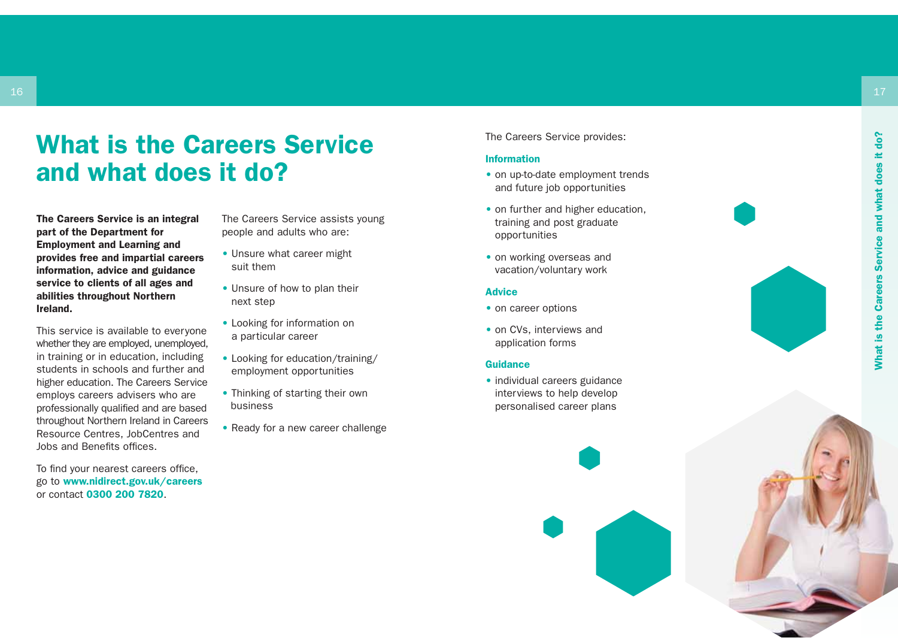# What is the Careers Service and what does it do?

**The Careers Service is an integral part of the Department for Employment and Learning and provides free and impartial careers information, advice and guidance service to clients of all ages and abilities throughout Northern Ireland.**

This service is available to everyone whether they are employed, unemployed, in training or in education, including students in schools and further and higher education. The Careers Service employs careers advisers who are professionally qualified and are based throughout Northern Ireland in Careers Resource Centres, JobCentres and Jobs and Benefits offices.

To find your nearest careers office, go to **www.nidirect.gov.uk/careers** or contact **0300 200 7820**.

The Careers Service assists young people and adults who are:

- Unsure what career might suit them
- Unsure of how to plan their next step
- Looking for information on a particular career
- Looking for education/training/employment opportunities
- Thinking of starting their own business
- Ready for a new career challenge

The Careers Service provides:

### Information

- on up-to-date employment trends and future job opportunities
- on further and higher education, training and post graduate opportunities
- on working overseas and vacation/voluntary work

### Advice

- on career options
- on CVs, interviews and application forms

### Guidance

- individual careers guidance interviews to help develop personalised career plans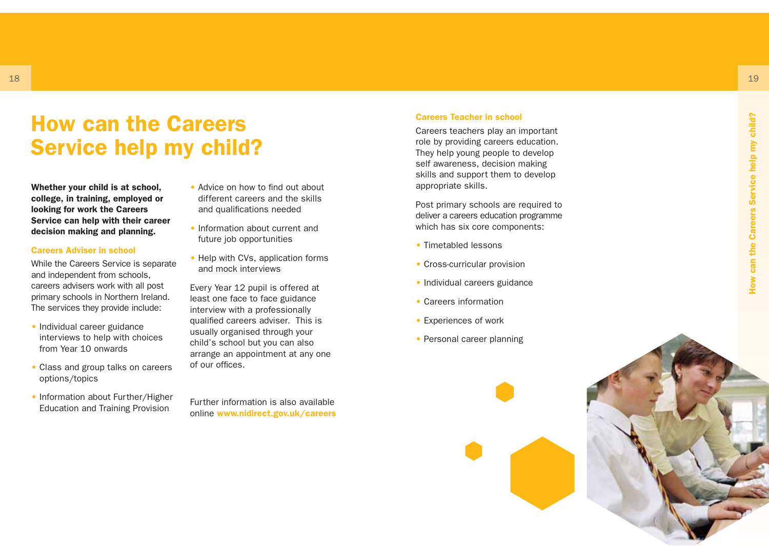# How can the Careers Service help my child?

**Whether your child is at school, college, in training, employed or looking for work the Careers Service can help with their career decision making and planning.**

### Careers Adviser in school

While the Careers Service is separate and independent from schools, careers advisers work with all post primary schools in Northern Ireland. The services they provide include:

- Individual career guidance interviews to help with choices from Year 10 onwards
- Class and group talks on careers options/topics
- Information about Further/Higher Education and Training Provision
- Advice on how to find out about different careers and the skills and qualifications needed
- Information about current and future job opportunities
- Help with CVs, application forms and mock interviews

Every Year 12 pupil is offered at least one face to face guidance interview with a professionally qualified careers adviser. This is usually organised through your child's school but you can also arrange an appointment at any one of our offices.

Further information is also available online **www.nidirect.gov.uk/careers**

### Careers Teacher in school

Careers teachers play an important role by providing careers education. They help young people to develop self awareness, decision making skills and support them to develop appropriate skills.

Post primary schools are required to deliver a careers education programme which has six core components:

- Timetabled lessons
- Cross-curricular provision
- Individual careers guidance
- Careers information
- Experiences of work
- Personal career planning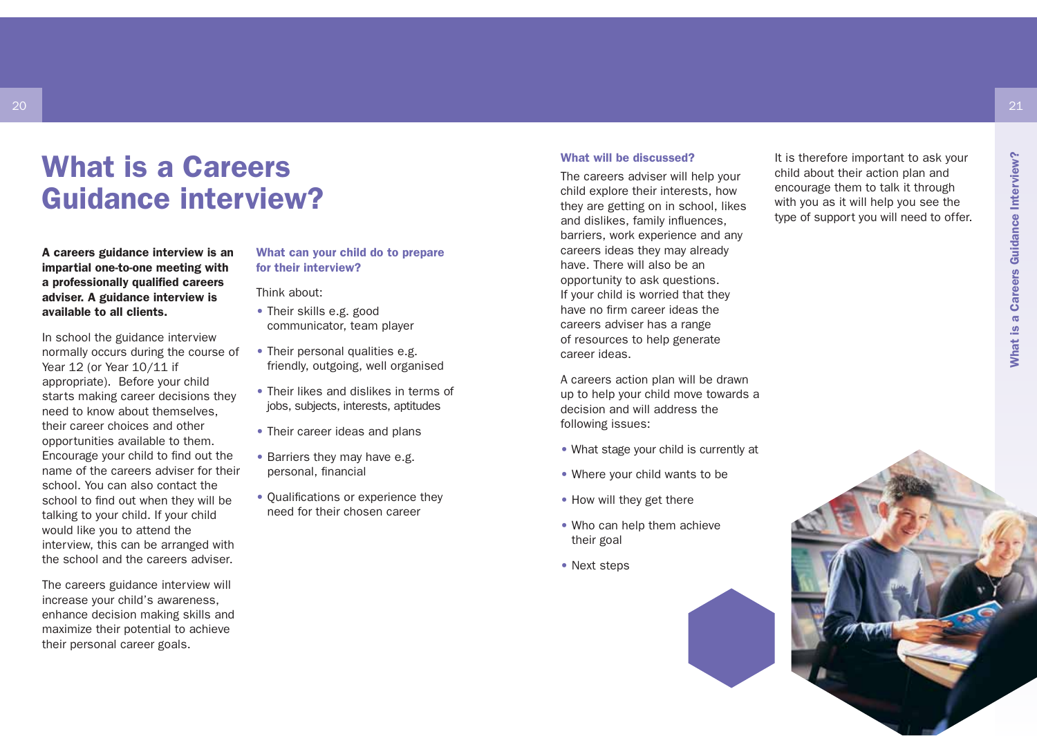# What is a Careers Guidance interview?

**A careers guidance interview is an impartial one-to-one meeting with a professionally qualified careers adviser. A guidance interview is available to all clients.**

In school the guidance interview normally occurs during the course of Year 12 (or Year 10/11 if appropriate). Before your child starts making career decisions they need to know about themselves, their career choices and other opportunities available to them. Encourage your child to find out the name of the careers adviser for their school. You can also contact the school to find out when they will be talking to your child. If your child would like you to attend the interview, this can be arranged with the school and the careers adviser.

The careers guidance interview will increase your child's awareness, enhance decision making skills and maximize their potential to achieve their personal career goals.

### What can your child do to prepare for their interview?

Think about:

- Their skills e.g. good communicator, team player
- Their personal qualities e.g. friendly, outgoing, well organised
- Their likes and dislikes in terms of jobs, subjects, interests, aptitudes
- Their career ideas and plans
- Barriers they may have e.g. personal, financial
- Qualifications or experience they need for their chosen career

### What will be discussed?

The careers adviser will help your child explore their interests, how they are getting on in school, likes and dislikes, family influences, barriers, work experience and any careers ideas they may already have. There will also be an opportunity to ask questions. If your child is worried that they have no firm career ideas the careers adviser has a range of resources to help generate career ideas.

A careers action plan will be drawn up to help your child move towards a decision and will address the following issues:

- What stage your child is currently at
- Where your child wants to be
- How will they get there
- Who can help them achieve their goal
- Next steps

It is therefore important to ask your child about their action plan and encourage them to talk it through with you as it will help you see the type of support you will need to offer.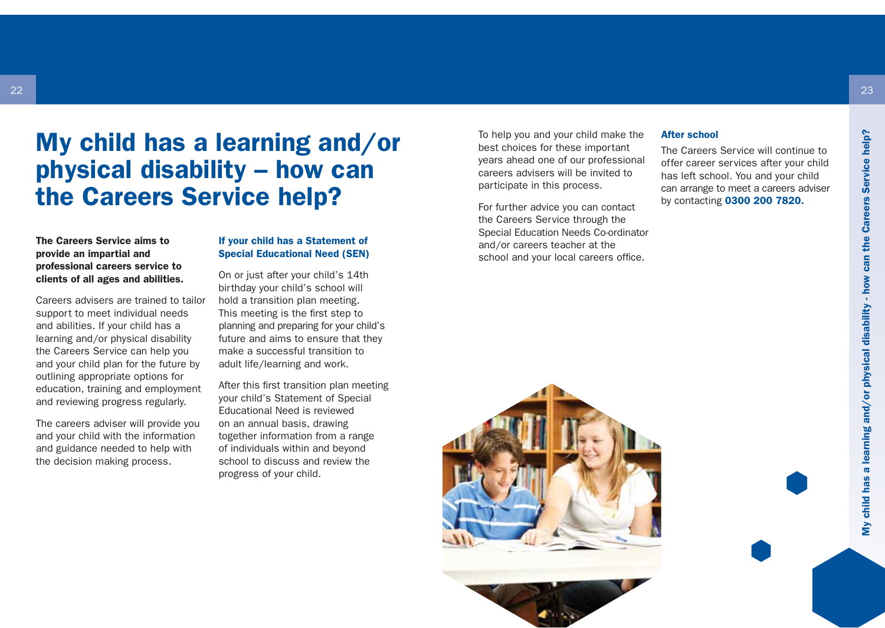# My child has a learning and/or physical disability – how can the Careers Service help?

**The Careers Service aims to provide an impartial and professional careers service to clients of all ages and abilities.**

Careers advisers are trained to tailor support to meet individual needs and abilities. If your child has a learning and/or physical disability the Careers Service can help you and your child plan for the future by outlining appropriate options for education, training and employment and reviewing progress regularly.

The careers adviser will provide you and your child with the information and guidance needed to help with the decision making process.

### If your child has a Statement of Special Educational Need (SEN)

On or just after your child's 14th birthday your child's school will hold a transition plan meeting. This meeting is the first step to planning and preparing for your child's future and aims to ensure that they make a successful transition to adult life/learning and work.

After this first transition plan meeting your child's Statement of Special Educational Need is reviewed on an annual basis, drawing together information from a range of individuals within and beyond school to discuss and review the progress of your child.

To help you and your child make the best choices for these important years ahead one of our professional careers advisers will be invited to participate in this process.

For further advice you can contact the Careers Service through the Special Education Needs Co-ordinator and/or careers teacher at the school and your local careers office.

### After school

The Careers Service will continue to offer career services after your child has left school. You and your child can arrange to meet a careers adviser by contacting **0300 200 7820.**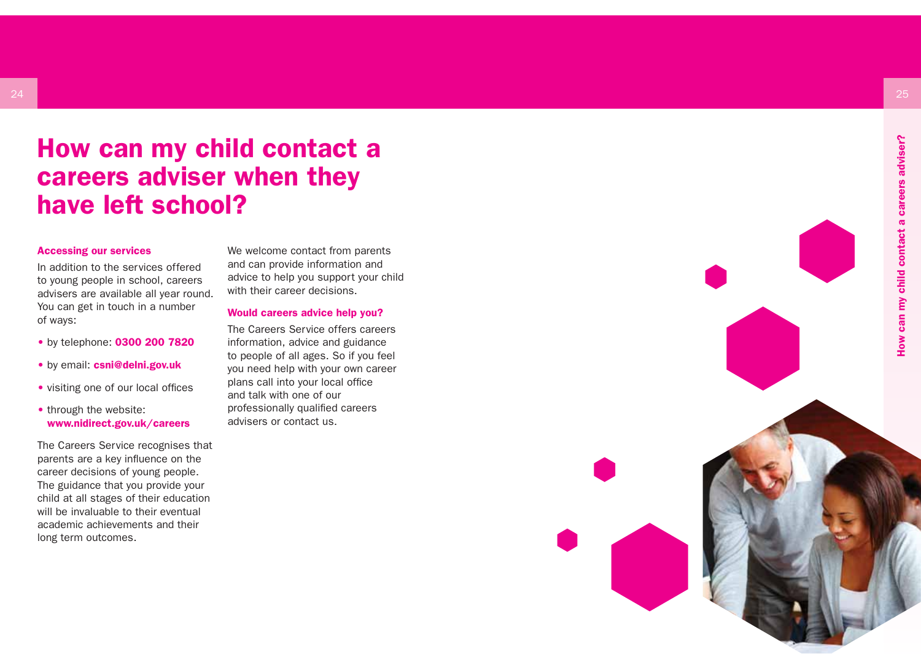# How can my child contact a careers adviser when they have left school?

### Accessing our services

In addition to the services offered to young people in school, careers advisers are available all year round. You can get in touch in a number of ways:

- by telephone: **0300 200 7820**
- by email: **csni@delni.gov.uk**
- visiting one of our local offices
- through the website: **www.nidirect.gov.uk/careers**

The Careers Service recognises that parents are a key influence on the career decisions of young people. The guidance that you provide your child at all stages of their education will be invaluable to their eventual academic achievements and their long term outcomes.

We welcome contact from parents and can provide information and advice to help you support your child with their career decisions.

### Would careers advice help you?

The Careers Service offers careers information, advice and guidance to people of all ages. So if you feel you need help with your own career plans call into your local office and talk with one of our professionally qualified careers advisers or contact us.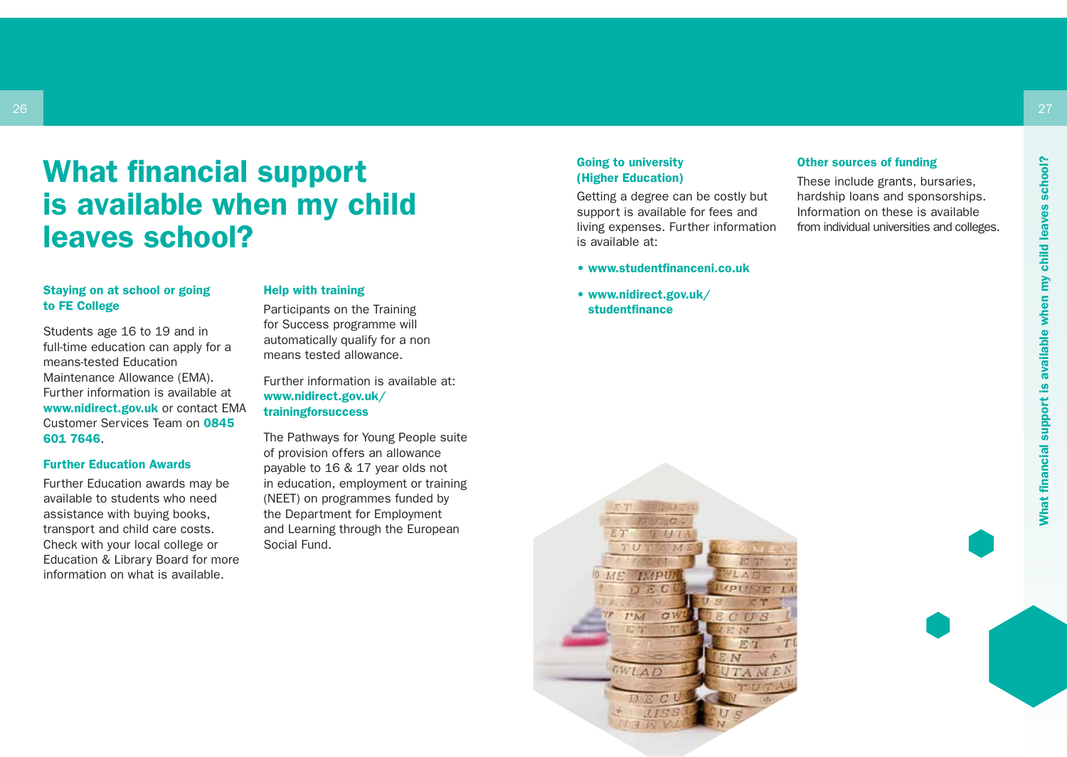# What financial support is available when my child leaves school?

### Staying on at school or going to FE College

Students age 16 to 19 and in full-time education can apply for a means-tested Education Maintenance Allowance (EMA). Further information is available at **www.nidirect.gov.uk** or contact EMA Customer Services Team on **0845 601 7646**.

### Further Education Awards

Further Education awards may be available to students who need assistance with buying books, transport and child care costs. Check with your local college or Education & Library Board for more information on what is available.

### Help with training

Participants on the Training for Success programme will automatically qualify for a non means tested allowance.

Further information is available at: **www.nidirect.gov.uk/trainingforsuccess**

The Pathways for Young People suite of provision offers an allowance payable to 16 & 17 year olds not in education, employment or training (NEET) on programmes funded by the Department for Employment and Learning through the European Social Fund.

### Going to university (Higher Education)

Getting a degree can be costly but support is available for fees and living expenses. Further information is available at:

- **www.studentfinanceni.co.uk**
- **www.nidirect.gov.uk/studentfinance**

### Other sources of funding

These include grants, bursaries, hardship loans and sponsorships. Information on these is available from individual universities and colleges.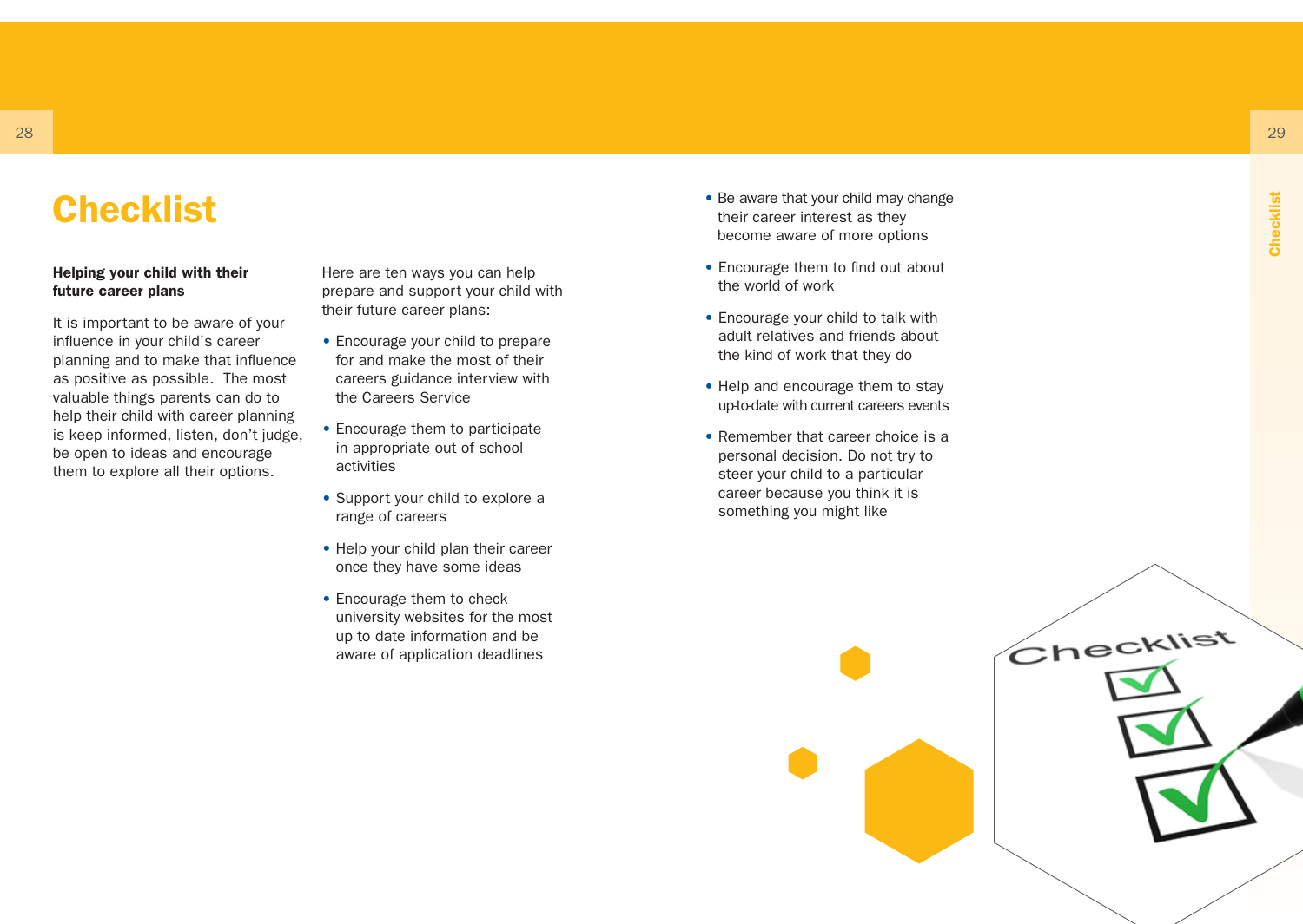# Checklist

**Helping your child with their future career plans**

It is important to be aware of your influence in your child's career planning and to make that influence as positive as possible. The most valuable things parents can do to help their child with career planning is keep informed, listen, don't judge, be open to ideas and encourage them to explore all their options.

Here are ten ways you can help prepare and support your child with their future career plans:

- Encourage your child to prepare for and make the most of their careers guidance interview with the Careers Service
- Encourage them to participate in appropriate out of school activities
- Support your child to explore a range of careers
- Help your child plan their career once they have some ideas
- Encourage them to check university websites for the most up to date information and be aware of application deadlines
- Be aware that your child may change their career interest as they become aware of more options
- Encourage them to find out about the world of work
- Encourage your child to talk with adult relatives and friends about the kind of work that they do
- Help and encourage them to stay up-to-date with current careers events
- Remember that career choice is a personal decision. Do not try to steer your child to a particular career because you think it is something you might like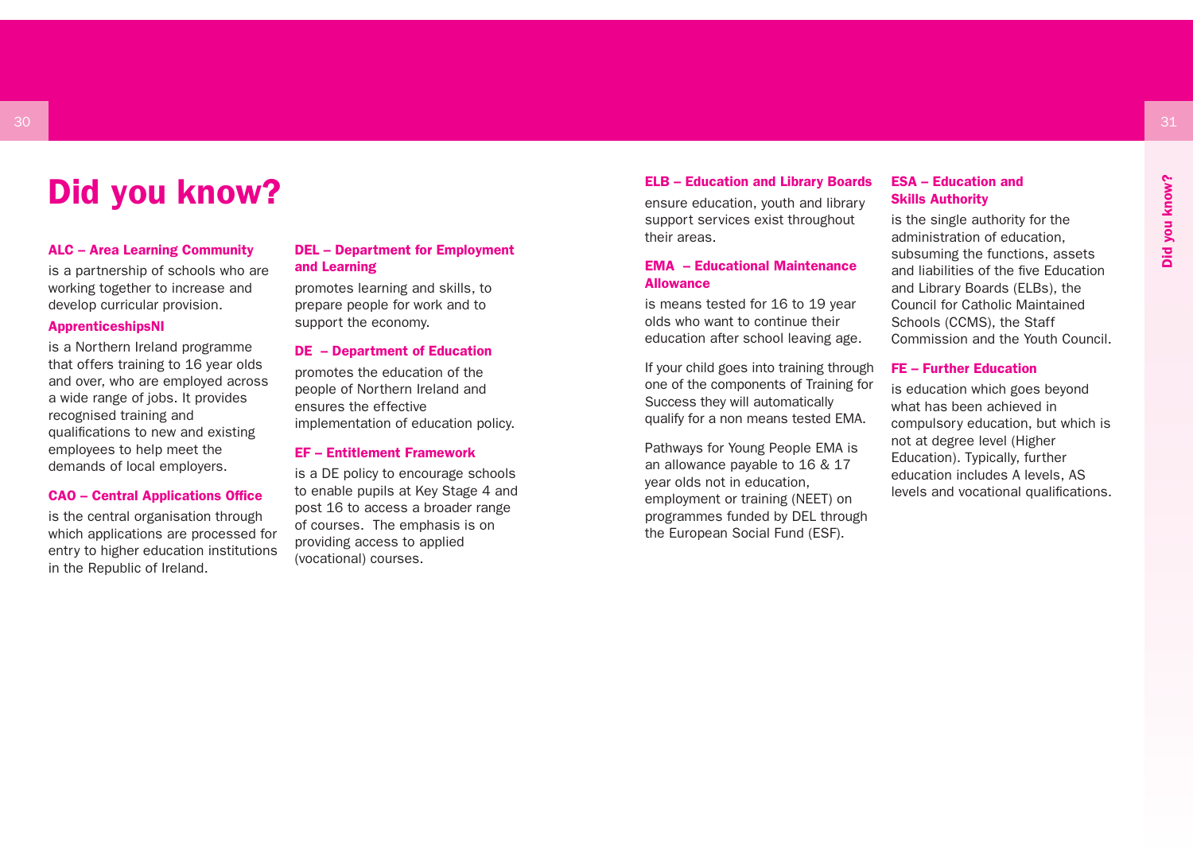# Did you know?

**ALC – Area Learning Community**

is a partnership of schools who are working together to increase and develop curricular provision.

**ApprenticeshipsNI**

is a Northern Ireland programme that offers training to 16 year olds and over, who are employed across a wide range of jobs. It provides recognised training and qualifications to new and existing employees to help meet the demands of local employers.

**CAO – Central Applications Office**

is the central organisation through which applications are processed for entry to higher education institutions in the Republic of Ireland.

**DEL – Department for Employment and Learning**

promotes learning and skills, to prepare people for work and to support the economy.

**DE – Department of Education**

promotes the education of the people of Northern Ireland and ensures the effective implementation of education policy.

**EF – Entitlement Framework**

is a DE policy to encourage schools to enable pupils at Key Stage 4 and post 16 to access a broader range of courses. The emphasis is on providing access to applied (vocational) courses.

**ELB – Education and Library Boards**

ensure education, youth and library support services exist throughout their areas.

**EMA – Educational Maintenance Allowance**

is means tested for 16 to 19 year olds who want to continue their education after school leaving age.

If your child goes into training through one of the components of Training for Success they will automatically qualify for a non means tested EMA.

Pathways for Young People EMA is an allowance payable to 16 & 17 year olds not in education, employment or training (NEET) on programmes funded by DEL through the European Social Fund (ESF).

**ESA – Education and Skills Authority**

is the single authority for the administration of education, subsuming the functions, assets and liabilities of the five Education and Library Boards (ELBs), the Council for Catholic Maintained Schools (CCMS), the Staff Commission and the Youth Council.

**FE – Further Education**

is education which goes beyond what has been achieved in compulsory education, but which is not at degree level (Higher Education). Typically, further education includes A levels, AS levels and vocational qualifications.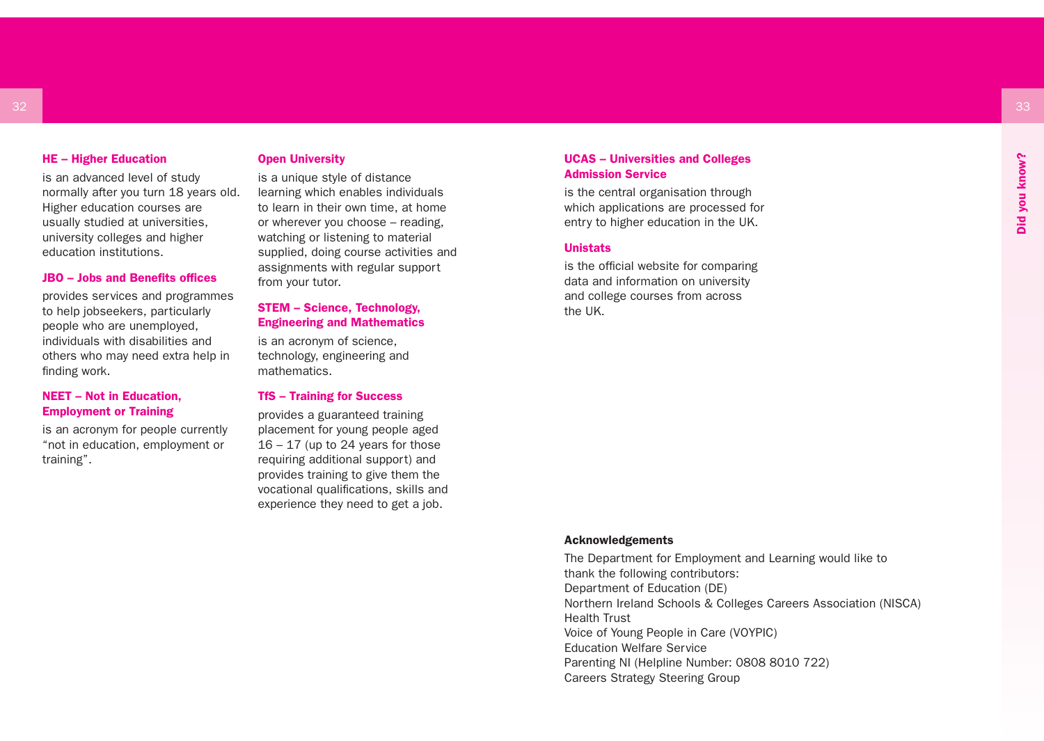**HE – Higher Education**

is an advanced level of study normally after you turn 18 years old. Higher education courses are usually studied at universities, university colleges and higher education institutions.

**JBO – Jobs and Benefits offices**

provides services and programmes to help jobseekers, particularly people who are unemployed, individuals with disabilities and others who may need extra help in finding work.

**NEET – Not in Education, Employment or Training**

is an acronym for people currently "not in education, employment or training".

**Open University**

is a unique style of distance learning which enables individuals to learn in their own time, at home or wherever you choose – reading, watching or listening to material supplied, doing course activities and assignments with regular support from your tutor.

**STEM – Science, Technology, Engineering and Mathematics**

is an acronym of science, technology, engineering and mathematics.

**TfS – Training for Success**

provides a guaranteed training placement for young people aged 16 – 17 (up to 24 years for those requiring additional support) and provides training to give them the vocational qualifications, skills and experience they need to get a job.

**UCAS – Universities and Colleges Admission Service**

is the central organisation through which applications are processed for entry to higher education in the UK.

**Unistats**

is the official website for comparing data and information on university and college courses from across the UK.

**Acknowledgements**

The Department for Employment and Learning would like to thank the following contributors:
Department of Education (DE)
Northern Ireland Schools & Colleges Careers Association (NISCA)
Health Trust
Voice of Young People in Care (VOYPIC)
Education Welfare Service
Parenting NI (Helpline Number: 0808 8010 722)
Careers Strategy Steering Group